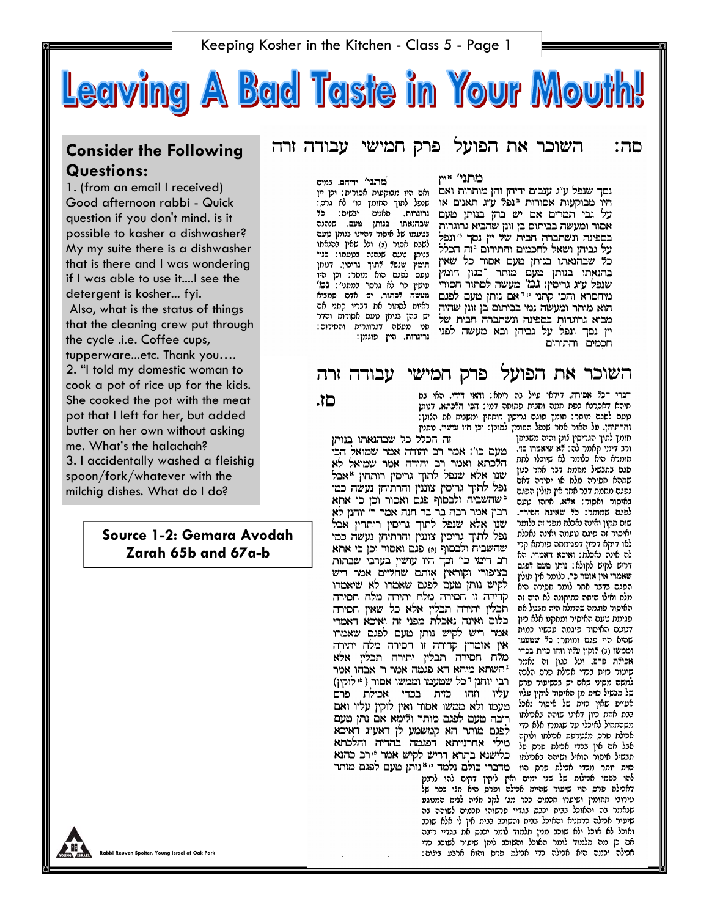# Leaving A Bad Taste in Your Mouth!

## Consider the Following Questions:

1. (from an email I received) Good afternoon rabbi - Quick question if you don't mind. is it possible to kasher a dishwasher? My my suite there is a dishwasher that is there and I was wondering if I was able to use it....I see the detergent is kosher... fyi.
 Also, what is the status of things that the cleaning crew put through the cycle .i.e. Coffee cups, tupperware...etc. Thank you….
2. "I told my domestic woman to cook a pot of rice up for the kids. She cooked the pot with the meat pot that I left for her, but added butter on her own without asking me. What's the halachah?
3. I accidentally washed a fleishig spoon/fork/whatever with the milchig dishes. What do I do?

**Source 1-2: Gemara Avodah Zarah 65b and 67a-b**

## סה: השוכר את הפועל פרק חמישי עבודה זרה

מתני' יין נסך שנפל ע"ג ענבים ידיחן והן מותרות ואם היו מבוקעות אסורות נפל ע"ג תאנים או על גבי תמרים אם יש בהן בנותן טעם אסור ומעשה בבייתוס בן זונן שהביא גרוגרות בספינה ונשתברה חבית של יין נסך ונפל על גביהן ושאל לחכמים והתירום זה הכלל כל שבהנאתו בנותן טעם אסור כל שאין בהנאתו בנותן טעם מותר כגון חומץ שנפל ע"ג גריסין: גמ' מעשה לסתור חסורי מיחסרא והכי קתני אם נותן טעם לפגם הוא מותר ומעשה נמי בבייתוס בן זונן שהיה מביא גרוגרות בספינה ונשתברה חבית של יין נסך ונפל על גביהן ובא מעשה לפני חכמים והתירום

מתני' ידיחם. במים ואם היו מבוקעות אסורות: וכן יין שנפל לתוך החומץ כו' לא גרס: גרוגרות. תאנים יבשים: כל שבהנאתו בנותן טעם. שבהנאה בטעמו של איסור דהיינו בנותן טעם לשבח אסור (ג) וכל שאין בהנאתו בנותן טעם שנפגם בטעמו: כגון חומץ שנפל לתוך גריסין. דנותן טעם לפגם הוא מותר: וכן היה עושין כו' לא גרסי' במתני': גמ' מעשה לסתור. יש אדם שמביא ראיות לסתור את דבריו קתני אם יש בהן בנותן טעם אסורות והדר תני מעשה דגרוגרות והתירום: גרוגרות. היין פוגמן:

## סז. השוכר את הפועל פרק חמישי עבודה זרה

זה הכלל כל שבהנאתו בנותן טעם כו': אמר רב יהודה אמר שמואל הכי הלכתא ואמר רב יהודה אמר שמואל לא שנו אלא שנפל לתוך גריסין רותחין אבל נפל לתוך גריסין צוננין והרתיחן נעשה כמי שהשביח ולבסוף פגם ואסור וכן כי אתא רבין אמר רבה בר בר חנה אמר ר' יוחנן לא שנו אלא שנפל לתוך גריסין רותחין אבל נפל לתוך גריסין צוננין והרתיחן נעשה כמי שהשביח ולבסוף פגם ואסור וכן כי אתא רב דימי כו' וכך היו עושין בערבי שבתות בציפורי וקוראין אותם שחליים אמר ריש לקיש נותן טעם לפגם שאמרו לא שיאמרו קדירה זו חסירה מלח יתירה מלח חסירה תבלין יתירה תבלין אלא כל שאין חסירה כלום ואינה נאכלת מפני זה ואיכא דאמרי אמר ריש לקיש נותן טעם לפגם שאמרו אין אומרין קדירה זו חסירה מלח יתירה מלח חסירה תבלין יתירה תבלין אלא השתא מיהא הא פגמה אמר ר' אבהו אמר רבי יוחנן כל שטעמו וממשו אסור (לוקין) עליו וזהו כזית בכדי אכילת פרס טעמו ולא ממשו אסור ואין לוקין עליו ואם ריבה טעם לפגם מותר ולימא אם נתן טעם לפגם מותר הא קמשמע לן דאע"ג דאיכא מילי אחרנייתא דפגמה בהדיה והלכתא כלישנא בתרא דריש לקיש אמר רב כהנא מדברי כולם נלמד נותן טעם לפגם מותר

דברי הכל אסורה. דודאי עייל בה ריחא: והאי דידי. האי בת תיהלא דאקלקלא כמה תמרי ותבית פתוחה דמי: הכי הלכתא. דנותן טעם לפגם מותר: חומץ פוגם גריסין רותחין ומשביח את הצונן: והרתיחן. על הגריסין אחר שנפל החומץ לתוך: וכן היו עושין. נותנין חומץ לתוך הגריסין צונן והיה משביחן וכל דימי קאמר לה: לא שיאמרו כו'. חומרא היא כלומר לא שיכולו לתת פגם בתבשיל מחמת דבר אחר כגון שהיא חסירה מלח או יתירה דאם נפגם מחמת דבר אחר אין תולין הפגם באיסור ופגם: אלא. אותו טעם לפגם שמותר: כל שאינה חסירה. שום תקון ואינה נאכלת מפני זה כלומר ואיסור זה פוגם טעמה ואינה נאכלת לאו דוקא כיון דפגימתה פורתא קרי לה אינה נאכלת: ואיכא דאמרי. הא דריש לקיש לקולא: נותן טעם לפגם שאמרו אין אומר כו'. כלומר אין תולין הפגם בדבר אחר לומר חסירה היא מלח ואילו היתה כתיקונה לא היה זה האיסור פוגמה שהמלח היה מבטל את פגימת טעם האיסור ומתקנו אלא כיון דטעם האיסור פוגמה עכשיו כמות שהיא הוי פגם ומותר: כל שטעמו וממשו (ג) לוקין עליו וזהו כזית בכדי אכילת פרס. ועל כגון זה נאמר שיעור כזית בכדי אכילת פרס הלכה למשה מסיני דאם יש בכשיעור פרס של תבשיל כזית מן האיסור לוקין עליו אע"פ שאין כזית של איסור נאכל בבת אחת כיון דאינו שוהה באכילתו משהתחיל לאוכלו עד שגמרו אלא כדי אכילת פרס מצטרפת אכילתו ולוקה אבל אם אין בכדי אכילת פרס של תבשיל איסור הואיל ושוהה באכילתו כזית יותר מכדי אכילת פרס הוו להו כשתי אכילות של שני ימים ואין לוקין דקים להו לרבנן דאכילת פרס הוי שיעור שהיית אכילה ופרס היא חצי ככר של עירובי תחומין ושיעורו חכמים ככר מנ' לקב חציה לבית המנוגע שנאמר בה והאוכל בבית יכבס בגדיו פרשוהו חכמים לשוהה בה שיעור אכילה דמתניא והאוכל בבית והשוכב בבית אין לי אלא שוכב ואוכל לא אוכל ולא שוכב מנין תלמוד לומר יכבס את בגדיו ריבה אם כן מה תלמוד לומר האוכל והשוכב ליתן שיעור לשוכב כדי אכילה וכמה היא אכילה כדי אכילת פרס והוא ארבע ביצים: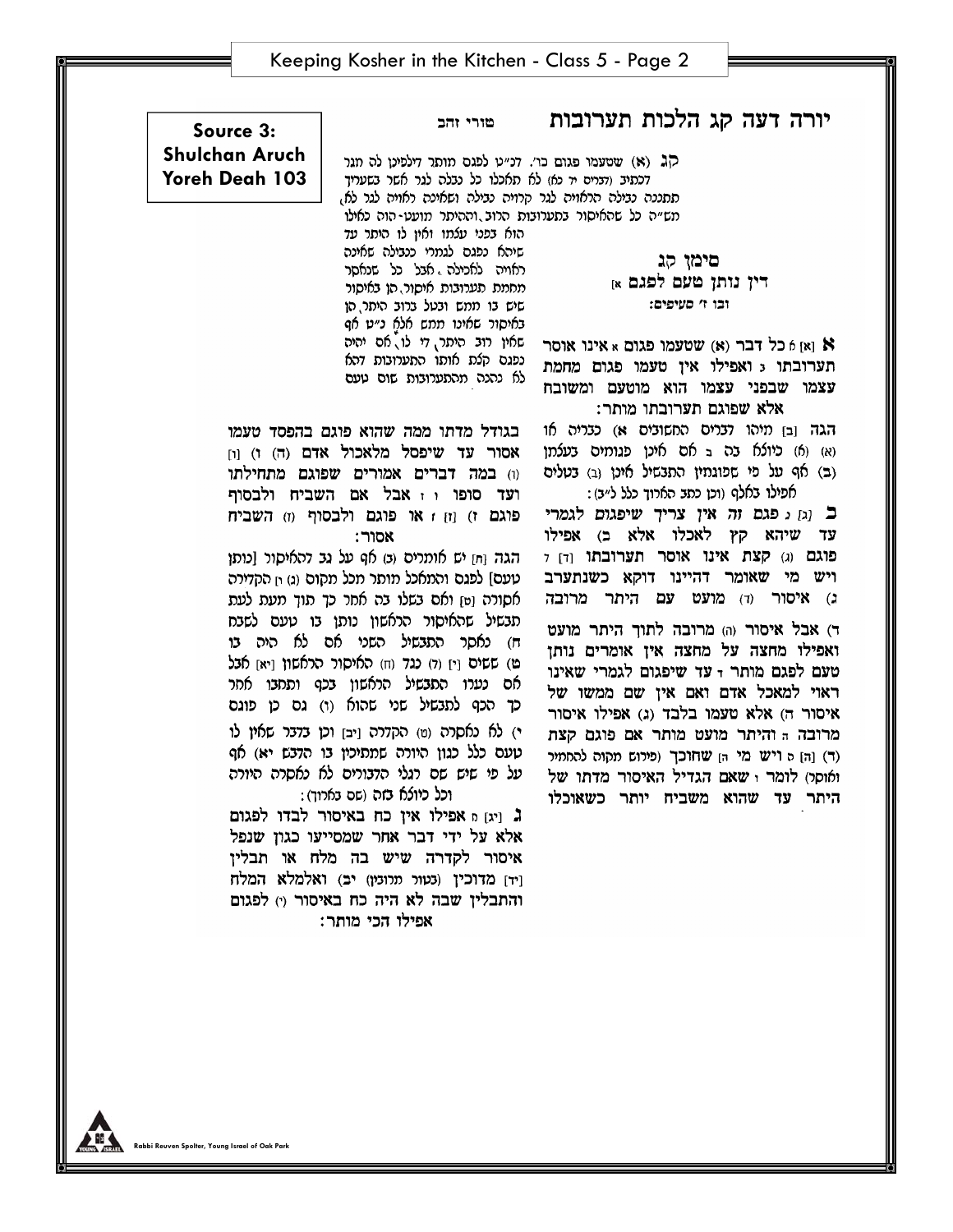**Source 3: Shulchan Aruch Yoreh Deah 103**

# יורה דעה קג הלכות תערובות

## סימן קג

### דין נותן טעם לפגם א]

### ובו ז' סעיפים:

**א** [א] א כל דבר (א) שטעמו פגום א אינו אוסר תערובתו ב ואפילו אין טעמו פגום מחמת עצמו שבפני עצמו הוא מוטעם ומשובח אלא שפוגם תערובתו מותר:

הגה [ב] מיהו דברים המאוסים א) כבריה או (א) כיוצא בה ב אם אינן פגומים בעצמן (ב) אף על פי שפוגמין התבשיל אינן (ב) בטלים אפילו באלף (וכן כתב הארוך כלל ל"ב):

**ב** [ג] ג פגם זה אין צריך שיפגום לגמרי עד שיהא קץ לאכלו אלא ב) אפילו פוגם (ג) קצת אינו אוסר תערובתו [ד] ד ויש מי שאומר דהיינו דוקא כשנתערב ג) איסור (ד) מועט עם היתר מרובה ד) אבל איסור (ה) מרובה לתוך היתר מועט ואפילו מחצה על מחצה אין אומרים נותן טעם לפגם מותר ד עד שיפגום לגמרי שאינו ראוי למאכל אדם ואם אין שם ממשו של איסור ה) אלא טעמו בלבד (ג) אפילו איסור מרובה ה והיתר מועט מותר אם פוגם קצת (ד) [ה] ו ויש מי ה] שחוכך (פירוש מקוה להחמיר ואוסר) לומר ו שאם הגדיל האיסור מדתו של היתר עד שהוא משביח יותר כשאוכלו בגודל מדתו ממה שהוא פוגם בהפסד טעמו אסור עד שיפסל מלאכול אדם (ה) ו) [ו] (ו) במה דברים אמורים שפוגם מתחילתו ועד סופו ו ז אבל אם השביח ולבסוף פוגם ז) [ז] ז או פוגם ולבסוף (ז) השביח אסור:

הגה [ח] יש אומרים (ג) אף על גב דהאיסור [נותן טעם] לפגם והמאכל מותר מכל מקום (ג) ח הקדירה אסורה [ט] ואם בשלו בה אחר כך תוך מעת לעת תבשיל שהאיסור הראשון נותן בו טעם לשבח ח) נאסר התבשיל השני אם לא היה בו ט) ששים [י] (ל) נגד (ח) האיסור הראשון [יא] אבל אם נערו התבשיל הראשון בכף ותחבו אחר כך הכף לתבשיל שני שהוא (ו) גם כן פוגם י) לא נאסרה (ט) הקדירה [יב] וכן בדבר שאין לו טעם כלל כגון הזורה שמתיכין בו הדבש יא) אף על פי שיש שם רגלי הדבורים לא נאסרה הזורה וכל כיוצא בזה (שם בארוך):

**ג** [יג] ח אפילו אין כח באיסור לבדו לפגום אלא על ידי דבר אחר שמסייעו כגון שנפל איסור לקדרה שיש בה מלח או תבלין [יד] מדוכין (בעור מרובין) יב) ואלמלא המלח והתבלין שבה לא היה כח באיסור (י) לפגום אפילו הכי מותר:

## טורי זהב

קג (א) שטעמו פגום כו'. דכ"ע לפגם מותר דילפינן לה מגר דכתיב (דברים יד כא) לא תאכלו כל נבלה לגר אשר בשעריך תתננה נבלה הראויה לגר קרויה נבילה ושאינה ראויה לגר לא, מש"ה כל שהאיסור בתערובות הרוב, וההיתר מועט- הוה כאילו הוא בפני עצמו ואין לו היתר עד שיהא נפגם לגמרי כנבילה שאינה ראויה לאכילה, אבל כל שנאסר מחמת תערובות איסור, הן באיסור שיש בו ממש ובטל ברוב היתר, הן באיסור שאינו ממש אלא נ"ט אף שאין רוב היתר, די לו, אם יהיה נפגם קצת אותו התערובות דהא לא נהנה מהתערובות שום טעם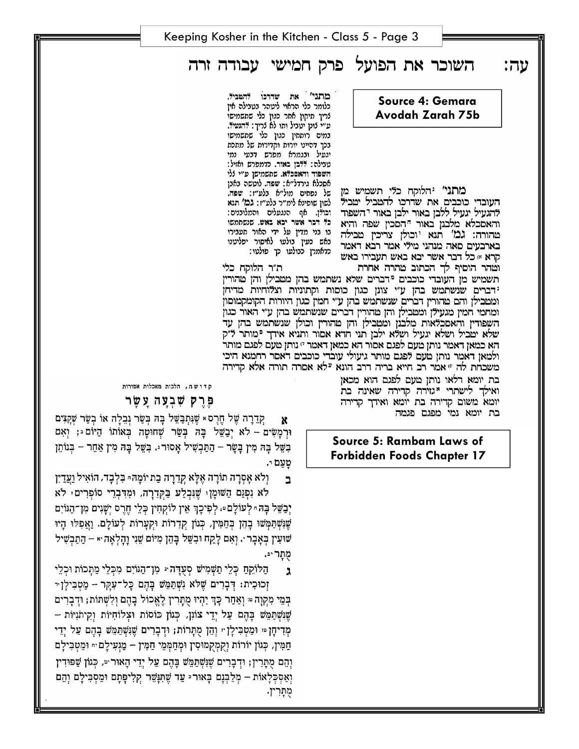# עה: השוכר את הפועל פרק חמישי עבודה זרה

**Source 4: Gemara Avodah Zarah 75b**

מתני׳ הלוקח כלי תשמיש מן העובדי כוכבים את שדרכו להטביל יטביל להגעיל יגעיל ללבן באור ילבן באור השפוד והאסכלא מלבנן באור הסכין שפה והיא טהורה: גמ׳ תנא וכולן צריכין טבילה בארבעים סאה מנהני מילי אמר רבא דאמר קרא כל דבר אשר יבא באש תעבירו באש וטהר הוסיף לך הכתוב טהרה אחרת ת״ר הלוקח כלי תשמיש מן העובדי כוכבים דברים שלא נשתמש בהן מטבילן והן טהורין דברים שנשתמש בהן ע״י צונן כגון כוסות וקתוניות וצלוחיות מדיחן ומטבילן והם טהורין דברים שנשתמש בהן ע״י חמין כגון היורות הקומקמוסין ומחמי חמין מגעילן ומטבילן והן טהורין דברים שנשתמש בהן ע״י האור כגון השפודין והאסכלאות מלבנן ומטבילן והן טהורין וכולן שנשתמש בהן עד שלא יטביל ושלא יגעיל ושלא ילבן תני חדא אסור ותניא אידך מותר ל״ק הא כמאן דאמר נותן טעם לפגם אסור הא כמאן דאמר נותן טעם לפגם מותר ולמאן דאמר נותן טעם לפגם מותר גיעולי עובדי כוכבים דאסר רחמנא היכי משכחת לה אמר רב חייא בריה דרב הונא לא אסרה תורה אלא קדירה בת יומא דלאו נותן טעם לפגם הוא מכאן ואילך לישתרי גזירה קדירה שאינה בת יומא משום קדירה בת יומא ואידך קדירה בת יומא נמי מפגם פגמה

מתני׳ את שדרכו להטביל. כלומר כלי הראוי ליטהר בטבילה אין צריך תיקון אחר כגון כלי שתשמישו ע״י צונן יטביל ותו לא צריך: להגעיל. במים רותחין כגון כלי שתשמישו בכך דהיינו יורות וקדירות של מתכת יגעיל ובגמרא מפרש דבעי נמי טבילה: ללבן באור. כדמפרש ואזיל: השפוד והאסכלא. שתשמישן ע״י האור צריך ליבון: שפה. לוטשה באבן של נפסים מול״ש בלע״ז: שפה. לשון שופינא לימ״ר בלע״ז: גמ׳ תנא וכולן. אף הנגעלים והמלובנים: כל דבר אשר יבא באש. שנשתמשו בו בני מדין על ידי האור תעבירו באש כעין בולעו לאיסור יפליטנו כדאמרן כבולעו כך פולטו:

**Source 5: Rambam Laws of Forbidden Foods Chapter 17**

קדושה, הלכות מאכלות אסורות

## פֶּרֶק שִׁבְעָה עָשָׂר

**א** קְדֵרָה שֶׁל חֶרֶס שֶׁנִּתְבַּשֵּׁל בָּהּ בְּשַׂר נְבֵלָה אוֹ בְשַׂר שְׁקָצִים וּרְמָשִׂים – לֹא יְבַשֵּׁל בָּהּ בְּשַׂר שְׁחוּטָה בְּאוֹתוֹ הַיּוֹם; וְאִם בִּשֵּׁל בָּהּ מִין בָּשָׂר – הַתַּבְשִׁיל אָסוּר. בִּשֵּׁל בָּהּ מִין אַחֵר – בְּנוֹתֵן טַעַם.

**ב** וְלֹא אָסְרָה תוֹרָה אֶלָּא קְדֵרָה בַּת יוֹמָהּ בִּלְבָד, הוֹאִיל וַעֲדַיִן לֹא נִפְגַּם הַשּׁוּמָן שֶׁנִּבְלַע בַּקְּדֵרָה, וּמִדִּבְרֵי סוֹפְרִים לֹא יְבַשֵּׁל בָּהּ לְעוֹלָם. לְפִיכָךְ אֵין לוֹקְחִין כְּלֵי חֶרֶס יְשָׁנִים מִן־הַגּוֹיִם שֶׁנִּשְׁתַּמְּשׁוּ בָהֶן בְּחַמִּין, כְּגוֹן קְדֵרוֹת וּקְעָרוֹת לְעוֹלָם. וַאֲפִלּוּ הָיוּ שׁוּעִין בְּאָבָר. וְאִם לָקַח וּבִשֵּׁל בָּהֶן מִיּוֹם שֵׁנִי וָהָלְאָה – הַתַּבְשִׁיל מֻתָּר.

**ג** הַלּוֹקֵחַ כְּלֵי תַשְׁמִישׁ סְעֻדָּה מִן־הַגּוֹיִם מִכְּלֵי מַתָּכוֹת וּכְלֵי זְכוּכִית: דְּבָרִים שֶׁלֹּא נִשְׁתַּמֵּשׁ בָּהֶם כָּל־עִקָּר – מַטְבִּילָן בְּמֵי מִקְוֶה וְאַחַר כָּךְ יִהְיוּ מֻתָּרִין לֶאֱכוֹל בָּהֶם וְלִשְׁתּוֹת; וּדְבָרִים שֶׁנִּשְׁתַּמֵּשׁ בָּהֶם עַל יְדֵי צוֹנֵן, כְּגוֹן כּוֹסוֹת וּצְלוֹחִיּוֹת וְקִיתוֹנִיּוֹת – מְדִיחָן וּמַטְבִּילָן וְהֵן מֻתָּרוֹת; וּדְבָרִים שֶׁנִּשְׁתַּמֵּשׁ בָּהֶם עַל יְדֵי חַמִּין, כְּגוֹן יוֹרוֹת וְקֻמְקְמוּסִין וּמְחַמְּמֵי חַמִּין – מַגְעִילָם וּמַטְבִּילָם וְהֵם מֻתָּרִין; וּדְבָרִים שֶׁנִּשְׁתַּמֵּשׁ בָּהֶם עַל יְדֵי הָאוּר, כְּגוֹן שַׁפּוּדִין וְאַסְכְּלָאוֹת – מְלַבְּנָם בָּאוּר עַד שֶׁתִּנָּשֵׁר קְלִיפָּתָם וּמַטְבִּילָם וְהֵם מֻתָּרִין.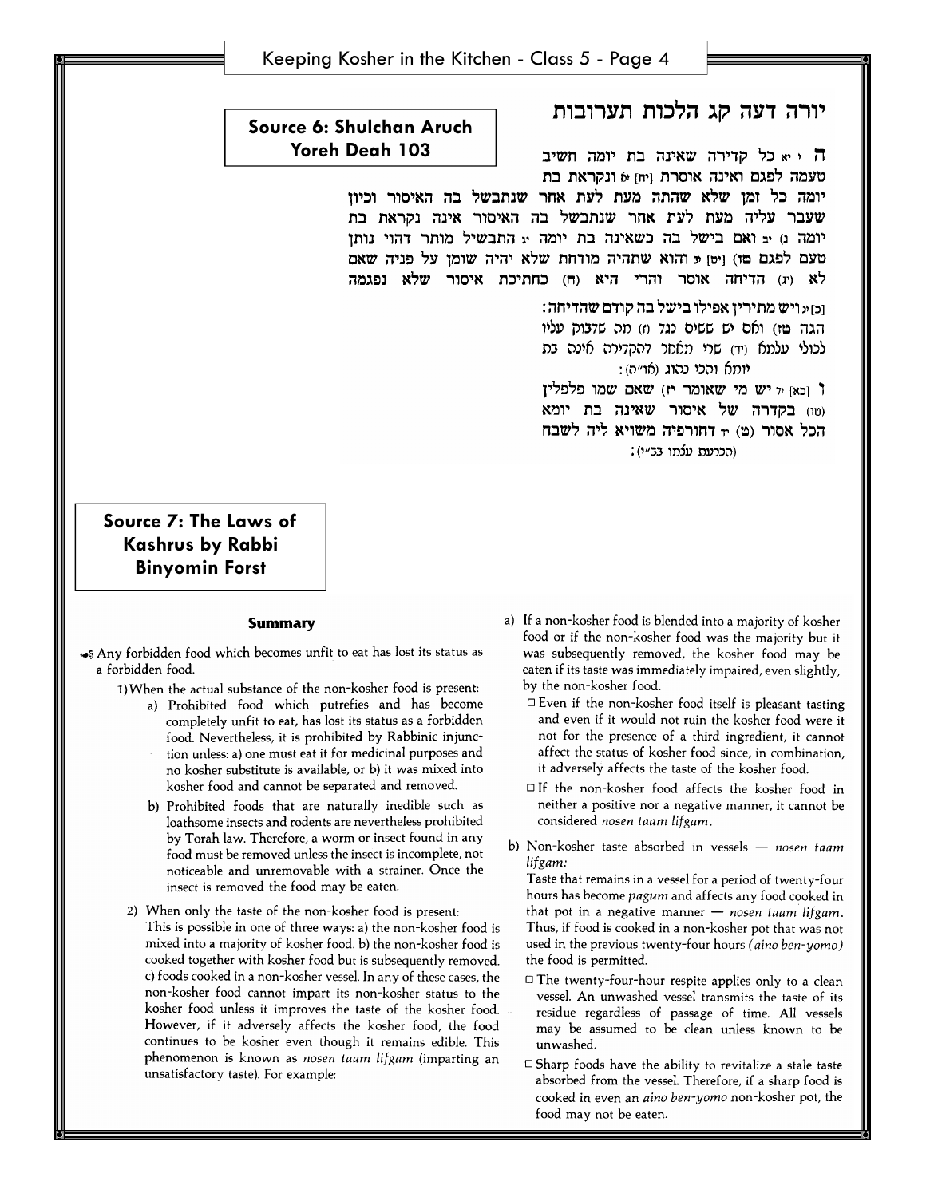## Source 6: Shulchan Aruch Yoreh Deah 103

# יורה דעה קג הלכות תערובות

ה י יא כל קדירה שאינה בת יומה חשיב טעמה לפגם ואינה אוסרת [יח] יב ונקראת בת יומה כל זמן שלא שהתה מעת לעת אחר שנתבשל בה האיסור וכיון שעבר עליה מעת לעת אחר שנתבשל בה האיסור אינה נקראת בת יומה (ג) יב ואם בישל בה כשאינה בת יומה יג התבשיל מותר דהוי נותן טעם לפגם טו) [יט] יד והוא שתהיה מודחת שלא יהיה שומן על פניה שאם לא (יג) הדיחה אוסר והרי היא (ח) כחתיכת איסור שלא נפגמה

[כ] טו ויש מתירין אפילו בישל בה קודם שהדיחה:

הגה טז) ואם יש שמנונית כנגד (ז) מה שדבוק עליו לכולי עלמא (יד) שרי מאחר דהקדירה אינה בת יומא והכי נהוג (או"ה):

ו [כא] יז יש מי שאומר יז) שאם שמו פלפלין (טו) בקדרה של איסור שאינה בת יומא הכל אסור (ט) יח דחורפיה משויא ליה לשבח (הכרעת עצמו בב"י):

## Source 7: The Laws of Kashrus by Rabbi Binyomin Forst

### Summary

Any forbidden food which becomes unfit to eat has lost its status as a forbidden food.

1) When the actual substance of the non-kosher food is present:
   a) Prohibited food which putrefies and has become completely unfit to eat, has lost its status as a forbidden food. Nevertheless, it is prohibited by Rabbinic injunction unless: a) one must eat it for medicinal purposes and no kosher substitute is available, or b) it was mixed into kosher food and cannot be separated and removed.
   b) Prohibited foods that are naturally inedible such as loathsome insects and rodents are nevertheless prohibited by Torah law. Therefore, a worm or insect found in any food must be removed unless the insect is incomplete, not noticeable and unremovable with a strainer. Once the insect is removed the food may be eaten.

2) When only the taste of the non-kosher food is present:
   This is possible in one of three ways: a) the non-kosher food is mixed into a majority of kosher food. b) the non-kosher food is cooked together with kosher food but is subsequently removed. c) foods cooked in a non-kosher vessel. In any of these cases, the non-kosher food cannot impart its non-kosher status to the kosher food unless it improves the taste of the kosher food. However, if it adversely affects the kosher food, the food continues to be kosher even though it remains edible. This phenomenon is known as *nosen taam lifgam* (imparting an unsatisfactory taste). For example:

   a) If a non-kosher food is blended into a majority of kosher food or if the non-kosher food was the majority but it was subsequently removed, the kosher food may be eaten if its taste was immediately impaired, even slightly, by the non-kosher food.
      - Even if the non-kosher food itself is pleasant tasting and even if it would not ruin the kosher food were it not for the presence of a third ingredient, it cannot affect the status of kosher food since, in combination, it adversely affects the taste of the kosher food.
      - If the non-kosher food affects the kosher food in neither a positive nor a negative manner, it cannot be considered *nosen taam lifgam*.

   b) Non-kosher taste absorbed in vessels — *nosen taam lifgam:*
      Taste that remains in a vessel for a period of twenty-four hours has become *pagum* and affects any food cooked in that pot in a negative manner — *nosen taam lifgam*. Thus, if food is cooked in a non-kosher pot that was not used in the previous twenty-four hours *(aino ben-yomo)* the food is permitted.
      - The twenty-four-hour respite applies only to a clean vessel. An unwashed vessel transmits the taste of its residue regardless of passage of time. All vessels may be assumed to be clean unless known to be unwashed.
      - Sharp foods have the ability to revitalize a stale taste absorbed from the vessel. Therefore, if a sharp food is cooked in even an *aino ben-yomo* non-kosher pot, the food may not be eaten.